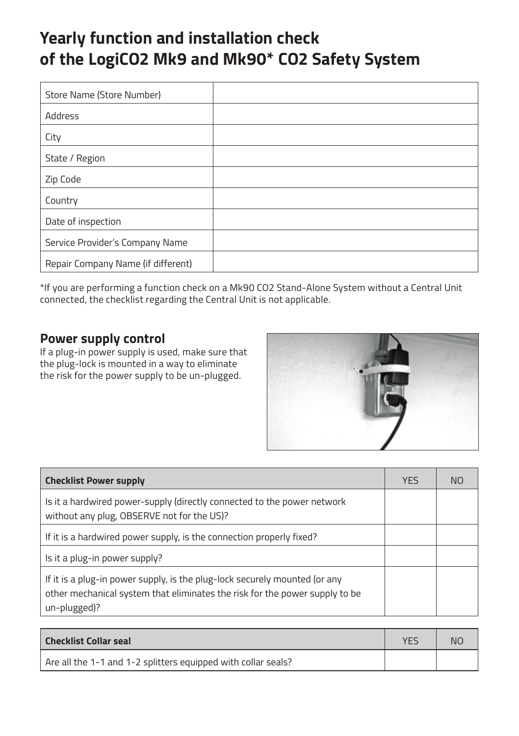# Yearly function and installation check of the LogiCO2 Mk9 and Mk90* CO2 Safety System

| Store Name (Store Number) | |
|---|---|
| Address | |
| City | |
| State / Region | |
| Zip Code | |
| Country | |
| Date of inspection | |
| Service Provider's Company Name | |
| Repair Company Name (if different) | |

*If you are performing a function check on a Mk90 CO2 Stand-Alone System without a Central Unit connected, the checklist regarding the Central Unit is not applicable.

## Power supply control

If a plug-in power supply is used, make sure that the plug-lock is mounted in a way to eliminate the risk for the power supply to be un-plugged.

| Checklist Power supply | YES | NO |
|---|---|---|
| Is it a hardwired power-supply (directly connected to the power network without any plug, OBSERVE not for the US)? | | |
| If it is a hardwired power supply, is the connection properly fixed? | | |
| Is it a plug-in power supply? | | |
| If it is a plug-in power supply, is the plug-lock securely mounted (or any other mechanical system that eliminates the risk for the power supply to be un-plugged)? | | |

| Checklist Collar seal | YES | NO |
|---|---|---|
| Are all the 1-1 and 1-2 splitters equipped with collar seals? | | |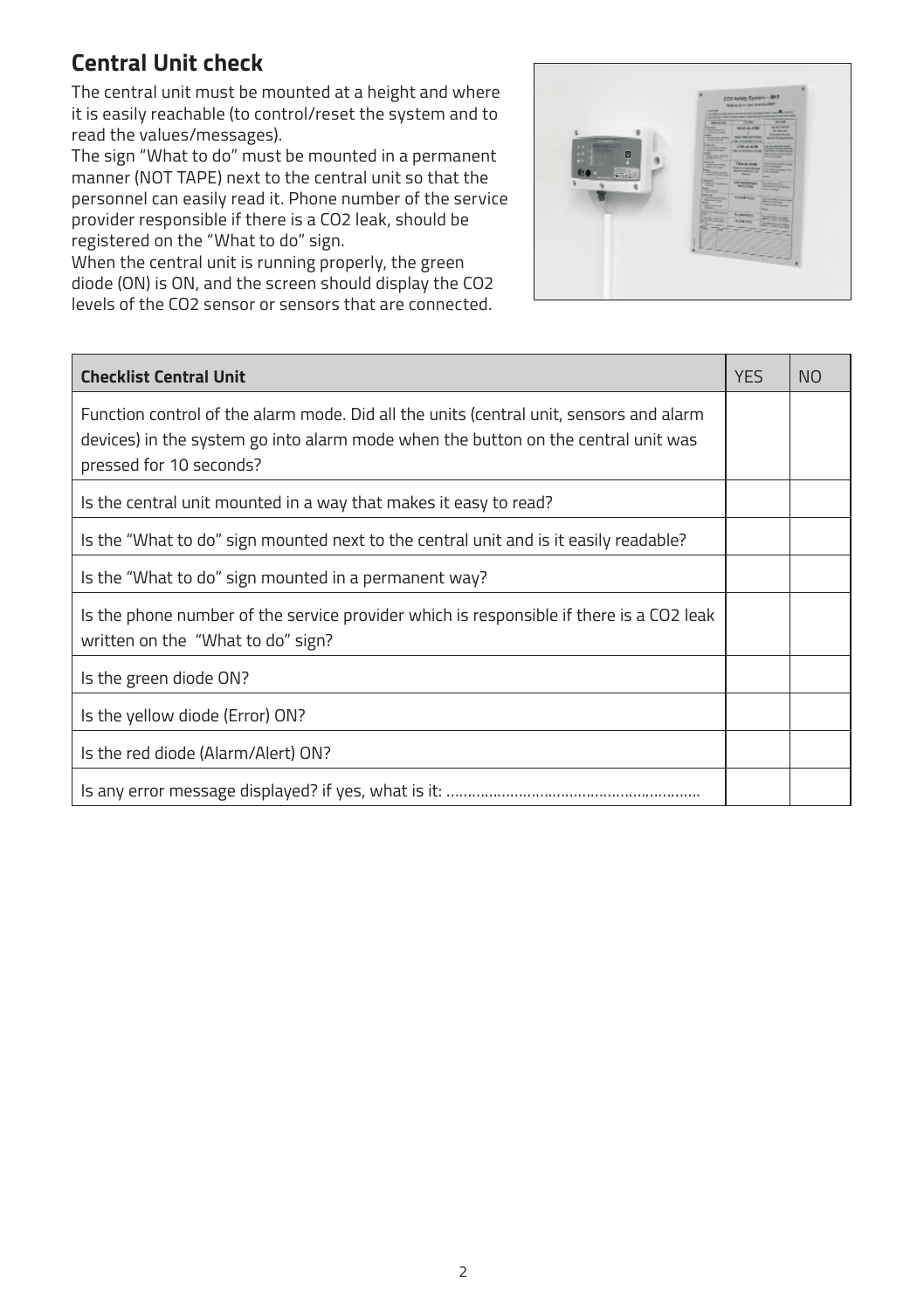## Central Unit check

The central unit must be mounted at a height and where it is easily reachable (to control/reset the system and to read the values/messages).

The sign "What to do" must be mounted in a permanent manner (NOT TAPE) next to the central unit so that the personnel can easily read it. Phone number of the service provider responsible if there is a $CO_2$ leak, should be registered on the "What to do" sign.

When the central unit is running properly, the green diode (ON) is ON, and the screen should display the $CO_2$ levels of the $CO_2$ sensor or sensors that are connected.

| **Checklist Central Unit** | YES | NO |
|---|---|---|
| Function control of the alarm mode. Did all the units (central unit, sensors and alarm devices) in the system go into alarm mode when the button on the central unit was pressed for 10 seconds? | | |
| Is the central unit mounted in a way that makes it easy to read? | | |
| Is the "What to do" sign mounted next to the central unit and is it easily readable? | | |
| Is the "What to do" sign mounted in a permanent way? | | |
| Is the phone number of the service provider which is responsible if there is a $CO_2$ leak written on the "What to do" sign? | | |
| Is the green diode ON? | | |
| Is the yellow diode (Error) ON? | | |
| Is the red diode (Alarm/Alert) ON? | | |
| Is any error message displayed? if yes, what is it: ………………………………………………… | | |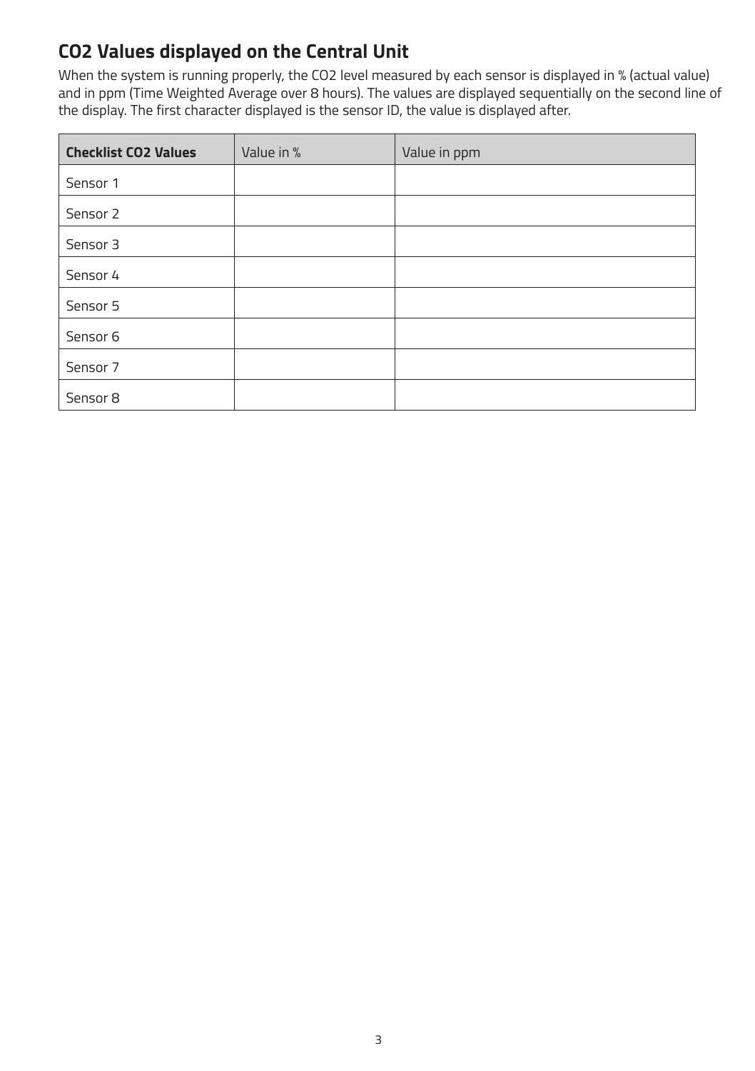## $CO_2$ Values displayed on the Central Unit

When the system is running properly, the $CO_2$ level measured by each sensor is displayed in % (actual value) and in ppm (Time Weighted Average over 8 hours). The values are displayed sequentially on the second line of the display. The first character displayed is the sensor ID, the value is displayed after.

| **Checklist $CO_2$ Values** | Value in % | Value in ppm |
|---|---|---|
| Sensor 1 | | |
| Sensor 2 | | |
| Sensor 3 | | |
| Sensor 4 | | |
| Sensor 5 | | |
| Sensor 6 | | |
| Sensor 7 | | |
| Sensor 8 | | |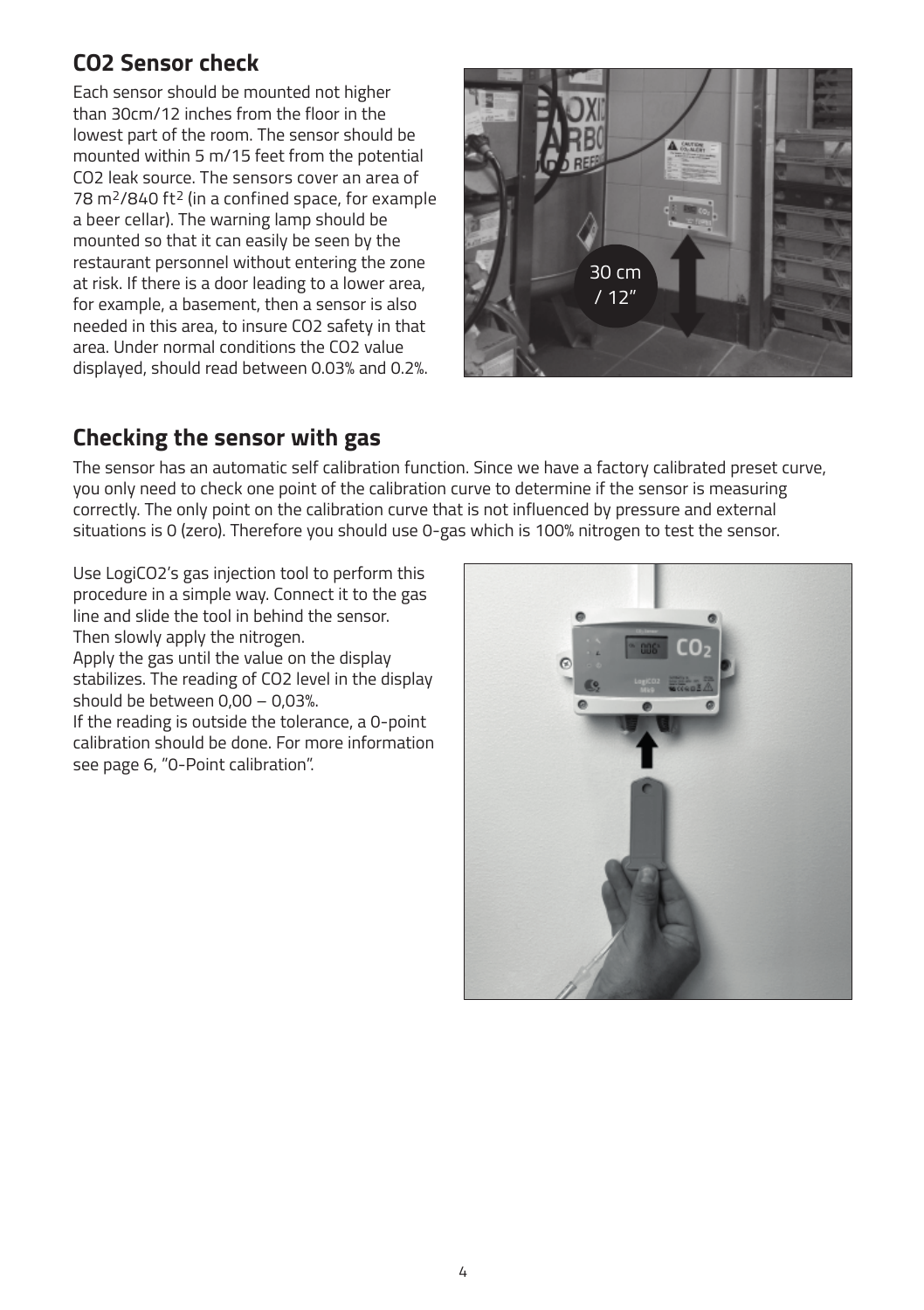## CO2 Sensor check

Each sensor should be mounted not higher than 30cm/12 inches from the floor in the lowest part of the room. The sensor should be mounted within 5 m/15 feet from the potential CO2 leak source. The sensors cover an area of 78 $m^2$/840 $ft^2$ (in a confined space, for example a beer cellar). The warning lamp should be mounted so that it can easily be seen by the restaurant personnel without entering the zone at risk. If there is a door leading to a lower area, for example, a basement, then a sensor is also needed in this area, to insure CO2 safety in that area. Under normal conditions the CO2 value displayed, should read between 0.03% and 0.2%.

## Checking the sensor with gas

The sensor has an automatic self calibration function. Since we have a factory calibrated preset curve, you only need to check one point of the calibration curve to determine if the sensor is measuring correctly. The only point on the calibration curve that is not influenced by pressure and external situations is 0 (zero). Therefore you should use 0-gas which is 100% nitrogen to test the sensor.

Use LogiCO2's gas injection tool to perform this procedure in a simple way. Connect it to the gas line and slide the tool in behind the sensor. Then slowly apply the nitrogen.
Apply the gas until the value on the display stabilizes. The reading of CO2 level in the display should be between 0,00 – 0,03%.
If the reading is outside the tolerance, a 0-point calibration should be done. For more information see page 6, "0-Point calibration".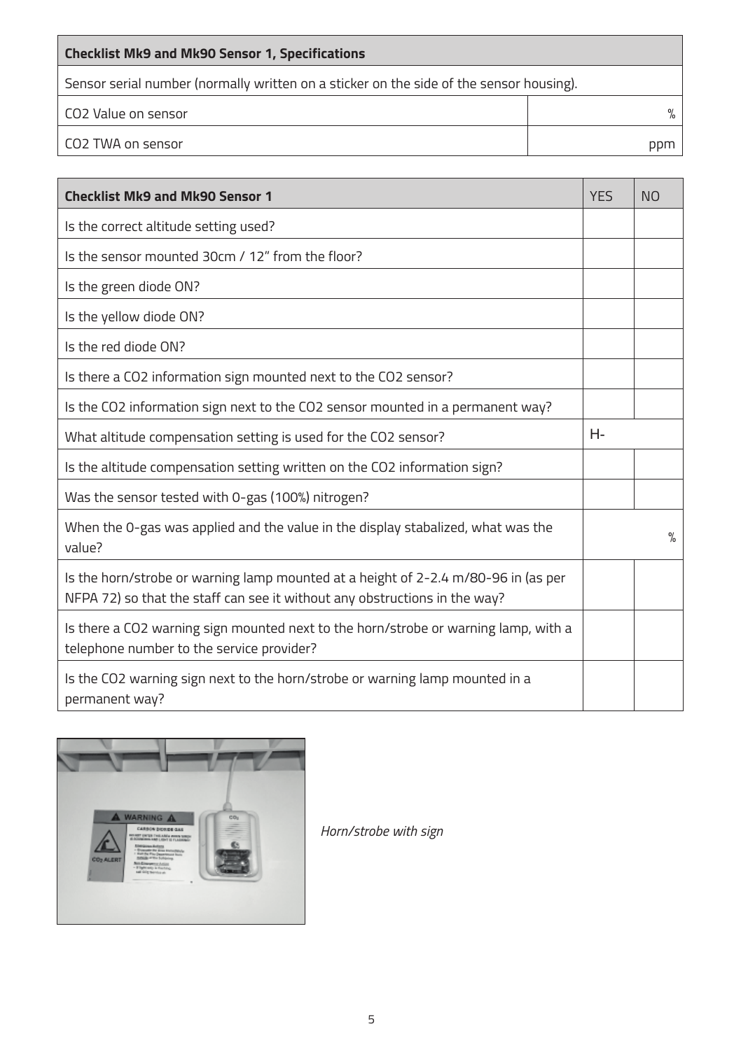| Checklist Mk9 and Mk90 Sensor 1, Specifications | |
|---|---|
| Sensor serial number (normally written on a sticker on the side of the sensor housing). | |
| $CO_2$ Value on sensor | % |
| $CO_2$ TWA on sensor | ppm |

| Checklist Mk9 and Mk90 Sensor 1 | YES | NO |
|---|---|---|
| Is the correct altitude setting used? | | |
| Is the sensor mounted 30cm / 12" from the floor? | | |
| Is the green diode ON? | | |
| Is the yellow diode ON? | | |
| Is the red diode ON? | | |
| Is there a $CO_2$ information sign mounted next to the $CO_2$ sensor? | | |
| Is the $CO_2$ information sign next to the $CO_2$ sensor mounted in a permanent way? | | |
| What altitude compensation setting is used for the $CO_2$ sensor? | H- | |
| Is the altitude compensation setting written on the $CO_2$ information sign? | | |
| Was the sensor tested with 0-gas (100%) nitrogen? | | |
| When the 0-gas was applied and the value in the display stabalized, what was the value? | | % |
| Is the horn/strobe or warning lamp mounted at a height of 2-2.4 m/80-96 in (as per NFPA 72) so that the staff can see it without any obstructions in the way? | | |
| Is there a $CO_2$ warning sign mounted next to the horn/strobe or warning lamp, with a telephone number to the service provider? | | |
| Is the $CO_2$ warning sign next to the horn/strobe or warning lamp mounted in a permanent way? | | |

*Horn/strobe with sign*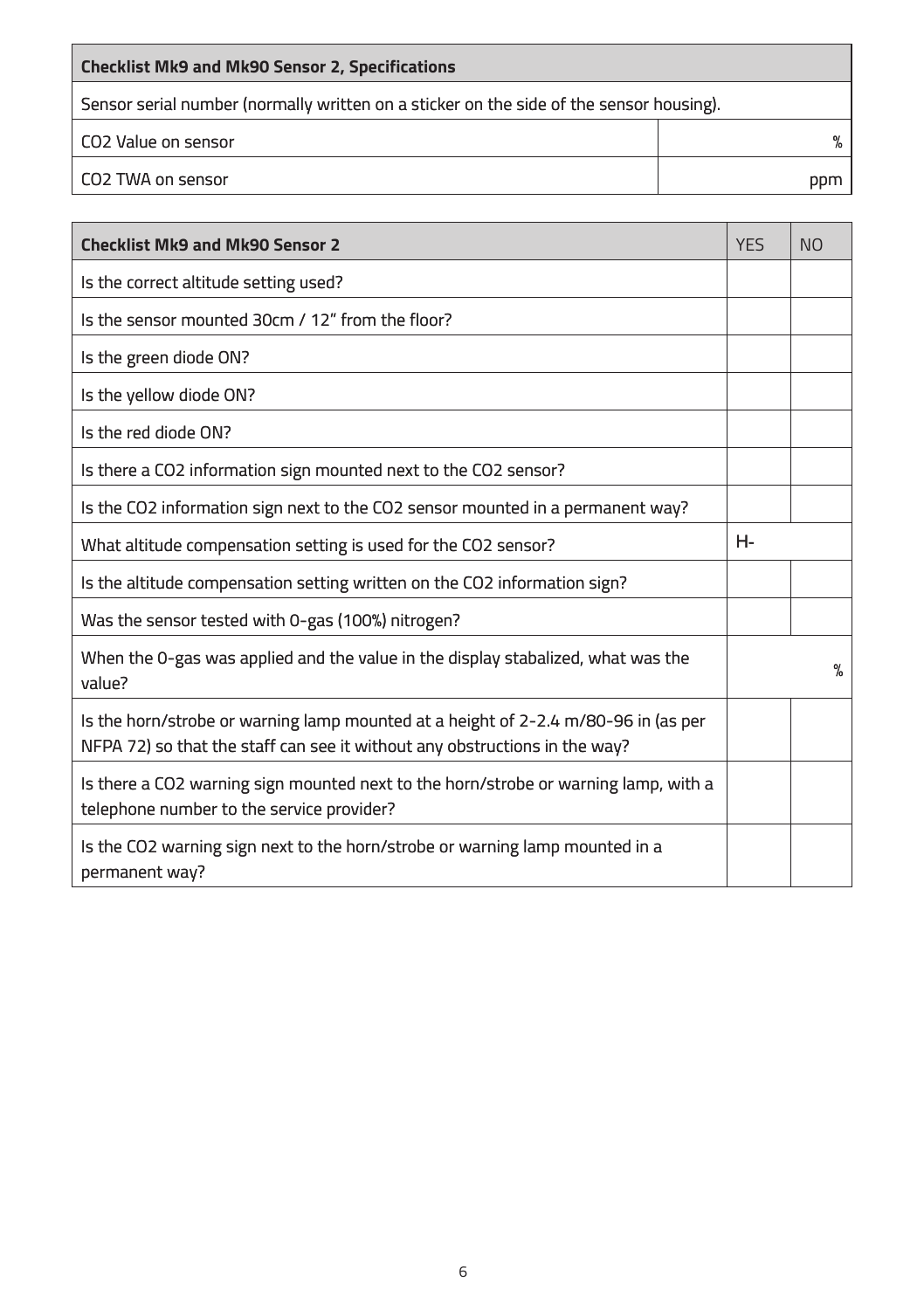| Checklist Mk9 and Mk90 Sensor 2, Specifications | |
|---|---|
| Sensor serial number (normally written on a sticker on the side of the sensor housing). | |
| $CO_2$ Value on sensor | % |
| $CO_2$ TWA on sensor | ppm |

| Checklist Mk9 and Mk90 Sensor 2 | YES | NO |
|---|---|---|
| Is the correct altitude setting used? | | |
| Is the sensor mounted 30cm / 12" from the floor? | | |
| Is the green diode ON? | | |
| Is the yellow diode ON? | | |
| Is the red diode ON? | | |
| Is there a $CO_2$ information sign mounted next to the $CO_2$ sensor? | | |
| Is the $CO_2$ information sign next to the $CO_2$ sensor mounted in a permanent way? | | |
| What altitude compensation setting is used for the $CO_2$ sensor? | H- | |
| Is the altitude compensation setting written on the $CO_2$ information sign? | | |
| Was the sensor tested with 0-gas (100%) nitrogen? | | |
| When the 0-gas was applied and the value in the display stabalized, what was the value? | % | |
| Is the horn/strobe or warning lamp mounted at a height of 2-2.4 m/80-96 in (as per NFPA 72) so that the staff can see it without any obstructions in the way? | | |
| Is there a $CO_2$ warning sign mounted next to the horn/strobe or warning lamp, with a telephone number to the service provider? | | |
| Is the $CO_2$ warning sign next to the horn/strobe or warning lamp mounted in a permanent way? | | |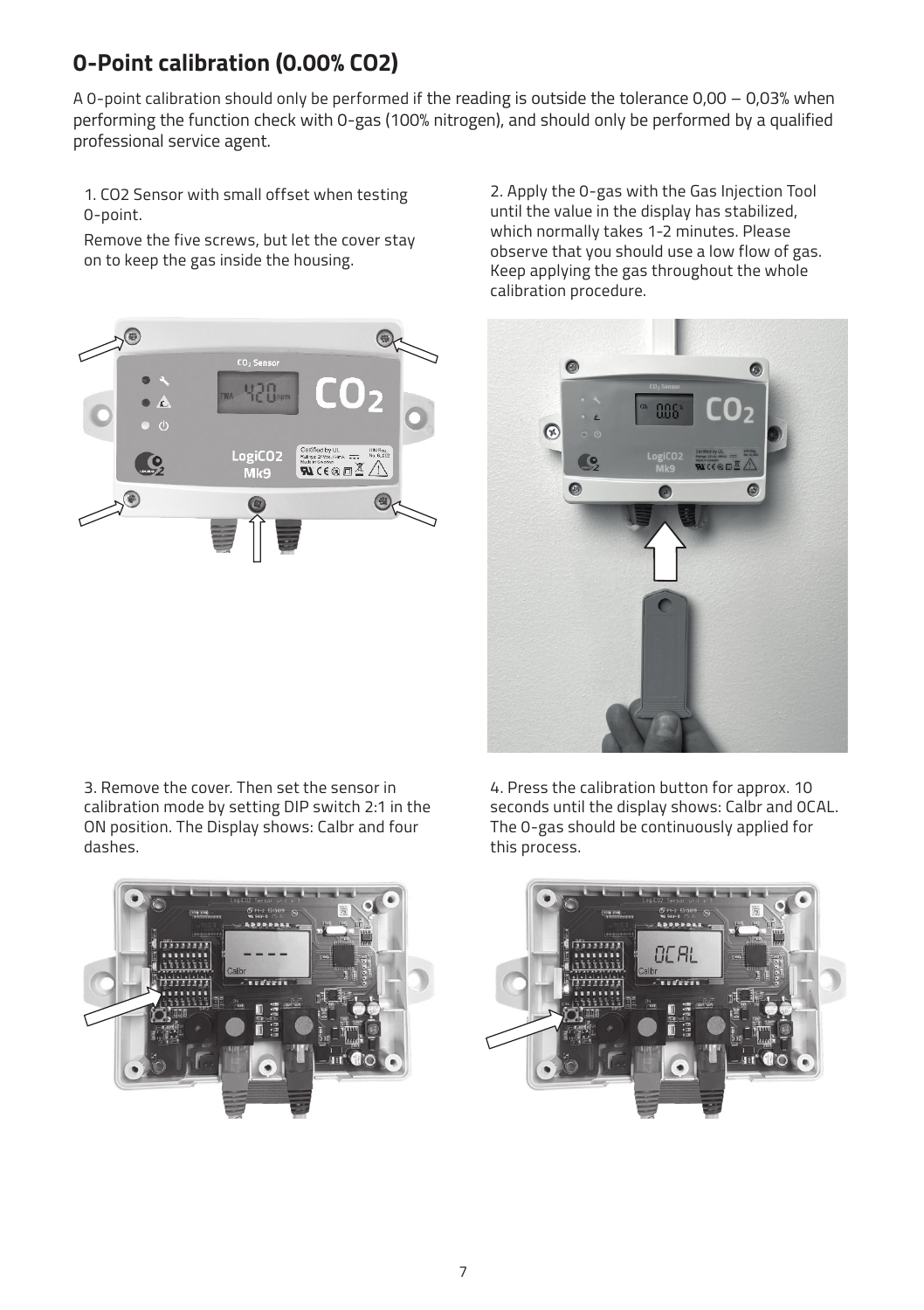## 0-Point calibration (0.00% $CO_2$)

A 0-point calibration should only be performed if the reading is outside the tolerance 0,00 – 0,03% when performing the function check with 0-gas (100% nitrogen), and should only be performed by a qualified professional service agent.

1. CO2 Sensor with small offset when testing 0-point.

Remove the five screws, but let the cover stay on to keep the gas inside the housing.

2. Apply the 0-gas with the Gas Injection Tool until the value in the display has stabilized, which normally takes 1-2 minutes. Please observe that you should use a low flow of gas. Keep applying the gas throughout the whole calibration procedure.

3. Remove the cover. Then set the sensor in calibration mode by setting DIP switch 2:1 in the ON position. The Display shows: Calbr and four dashes.

4. Press the calibration button for approx. 10 seconds until the display shows: Calbr and 0CAL. The 0-gas should be continuously applied for this process.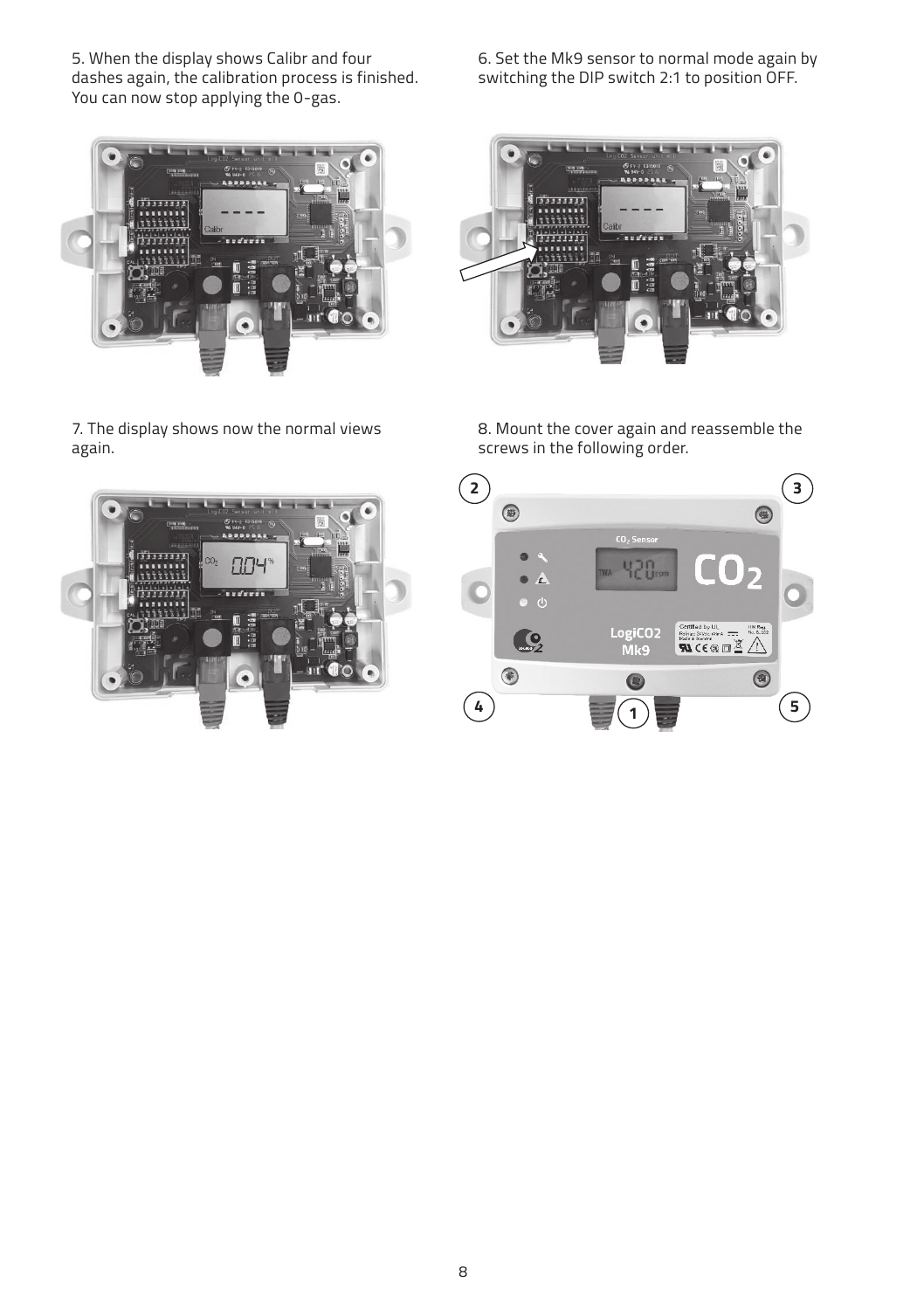5. When the display shows Calibr and four dashes again, the calibration process is finished. You can now stop applying the 0-gas.

6. Set the Mk9 sensor to normal mode again by switching the DIP switch 2:1 to position OFF.

7. The display shows now the normal views again.

8. Mount the cover again and reassemble the screws in the following order.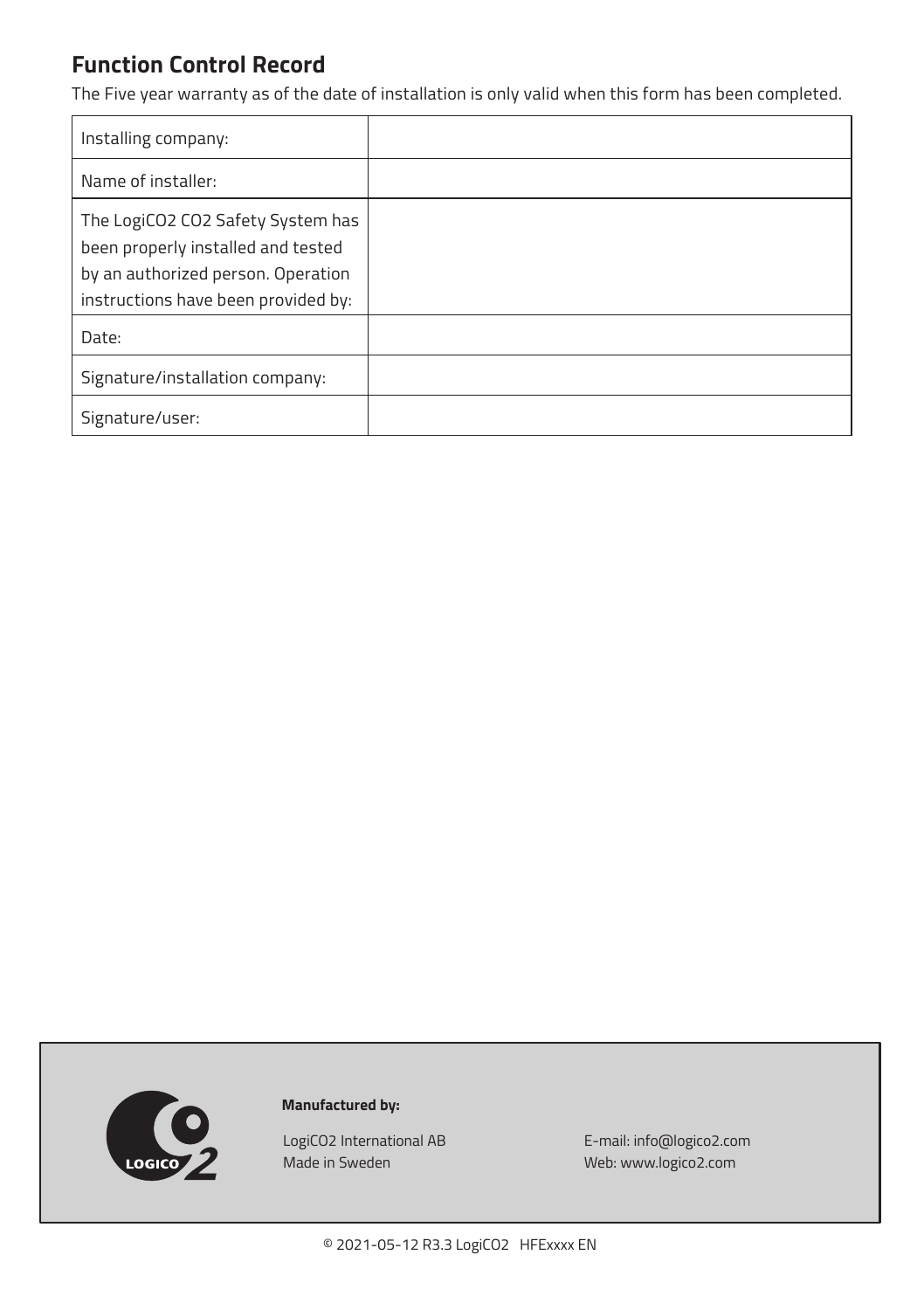## Function Control Record

The Five year warranty as of the date of installation is only valid when this form has been completed.

| | |
|---|---|
| Installing company: | |
| Name of installer: | |
| The LogiCO2 CO2 Safety System has been properly installed and tested by an authorized person. Operation instructions have been provided by: | |
| Date: | |
| Signature/installation company: | |
| Signature/user: | |

LOGICO 2

**Manufactured by:**

LogiCO2 International AB
Made in Sweden

E-mail: info@logico2.com
Web: www.logico2.com

© 2021-05-12 R3.3 LogiCO2 HFExxxx EN